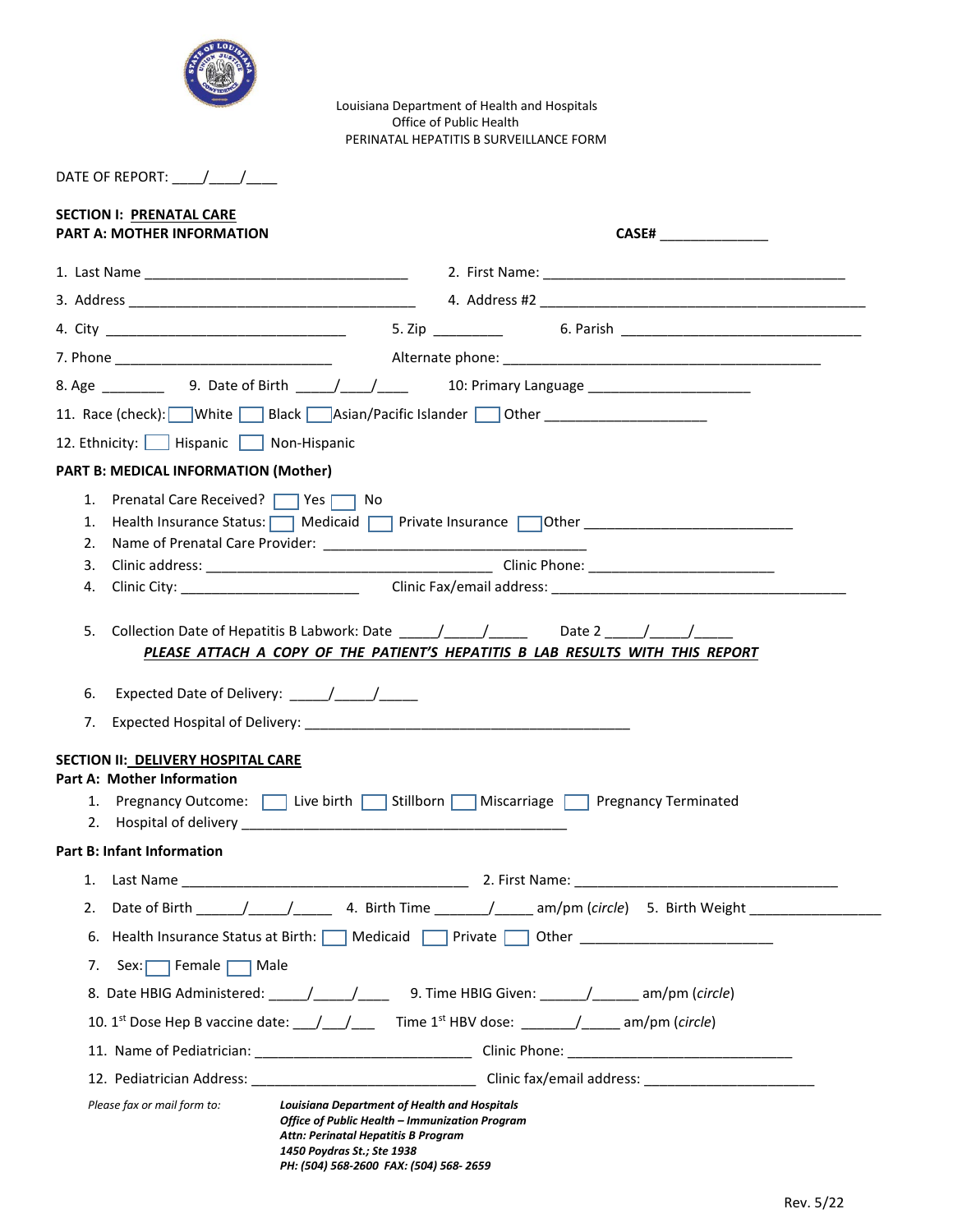Louisiana Department of Health and Hospitals
Office of Public Health
PERINATAL HEPATITIS B SURVEILLANCE FORM

DATE OF REPORT: ____/____/____

**SECTION I: PRENATAL CARE**

**PART A: MOTHER INFORMATION** **CASE#** ______________

1. Last Name ___________________________________ 2. First Name: ________________________________________

3. Address ______________________________________ 4. Address #2 ____________________________________________

4. City ________________________________ 5. Zip _________ 6. Parish ________________________________

7. Phone ____________________________ Alternate phone: __________________________________________

8. Age ________ 9. Date of Birth _____/____/____ 10: Primary Language _____________________

11. Race (check): ☐ White ☐ Black ☐ Asian/Pacific Islander ☐ Other ____________________

12. Ethnicity: ☐ Hispanic ☐ Non-Hispanic

**PART B: MEDICAL INFORMATION (Mother)**

1. Prenatal Care Received? ☐ Yes ☐ No
1. Health Insurance Status: ☐ Medicaid ☐ Private Insurance ☐ Other ___________________________
2. Name of Prenatal Care Provider: ___________________________________
3. Clinic address: ______________________________________ Clinic Phone: ________________________
4. Clinic City: _______________________ Clinic Fax/email address: _________________________________________
5. Collection Date of Hepatitis B Labwork: Date _____/_____/_____ Date 2 _____/_____/_____

   ***PLEASE ATTACH A COPY OF THE PATIENT'S HEPATITIS B LAB RESULTS WITH THIS REPORT***

6. Expected Date of Delivery: _____/_____/_____
7. Expected Hospital of Delivery: ____________________________________________

**SECTION II: DELIVERY HOSPITAL CARE**

**Part A: Mother Information**

1. Pregnancy Outcome: ☐ Live birth ☐ Stillborn ☐ Miscarriage ☐ Pregnancy Terminated
2. Hospital of delivery ___________________________________________

**Part B: Infant Information**

1. Last Name ______________________________________ 2. First Name: ___________________________________
2. Date of Birth ______/_____/_____ 4. Birth Time _______/_____ am/pm (*circle*) 5. Birth Weight _________________
6. Health Insurance Status at Birth: ☐ Medicaid ☐ Private ☐ Other _________________________
7. Sex: ☐ Female ☐ Male
8. Date HBIG Administered: _____/_____/____ 9. Time HBIG Given: ______/______ am/pm (*circle*)
10. 1st Dose Hep B vaccine date: ___/___/___ Time 1st HBV dose: _______/_____ am/pm (*circle*)
11. Name of Pediatrician: ____________________________ Clinic Phone: ______________________________
12. Pediatrician Address: ______________________________ Clinic fax/email address: ______________________

*Please fax or mail form to:*

***Louisiana Department of Health and Hospitals***
***Office of Public Health – Immunization Program***
***Attn: Perinatal Hepatitis B Program***
***1450 Poydras St.; Ste 1938***
***PH: (504) 568-2600 FAX: (504) 568- 2659***

Rev. 5/22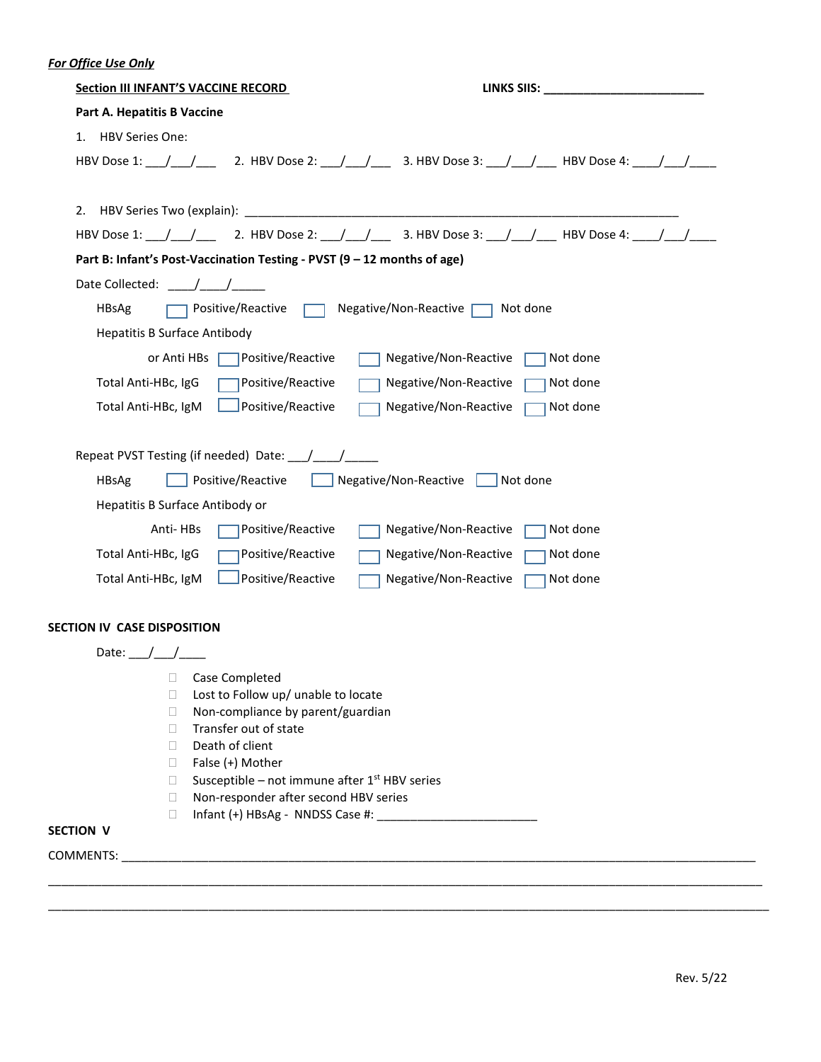*For Office Use Only*

**Section III INFANT'S VACCINE RECORD** **LINKS SIIS: ________________________**

**Part A. Hepatitis B Vaccine**

1. HBV Series One:

HBV Dose 1: ___/___/___ 2. HBV Dose 2: ___/___/___ 3. HBV Dose 3: ___/___/___ HBV Dose 4: ____/___/____

2. HBV Series Two (explain): ____________________________________________________________________

HBV Dose 1: ___/___/___ 2. HBV Dose 2: ___/___/___ 3. HBV Dose 3: ___/___/___ HBV Dose 4: ____/___/____

**Part B: Infant's Post-Vaccination Testing - PVST (9 – 12 months of age)**

Date Collected: ____/____/_____

HBsAg ☐ Positive/Reactive ☐ Negative/Non-Reactive ☐ Not done

Hepatitis B Surface Antibody

or Anti HBs ☐ Positive/Reactive ☐ Negative/Non-Reactive ☐ Not done

Total Anti-HBc, IgG ☐ Positive/Reactive ☐ Negative/Non-Reactive ☐ Not done

Total Anti-HBc, IgM ☐ Positive/Reactive ☐ Negative/Non-Reactive ☐ Not done

Repeat PVST Testing (if needed) Date: ___/____/_____

HBsAg ☐ Positive/Reactive ☐ Negative/Non-Reactive ☐ Not done

Hepatitis B Surface Antibody or

Anti- HBs ☐ Positive/Reactive ☐ Negative/Non-Reactive ☐ Not done

Total Anti-HBc, IgG ☐ Positive/Reactive ☐ Negative/Non-Reactive ☐ Not done

Total Anti-HBc, IgM ☐ Positive/Reactive ☐ Negative/Non-Reactive ☐ Not done

**SECTION IV CASE DISPOSITION**

Date: ___/___/____

- ☐ Case Completed
- ☐ Lost to Follow up/ unable to locate
- ☐ Non-compliance by parent/guardian
- ☐ Transfer out of state
- ☐ Death of client
- ☐ False (+) Mother
- ☐ Susceptible – not immune after 1st HBV series
- ☐ Non-responder after second HBV series
- ☐ Infant (+) HBsAg - NNDSS Case #: ________________________

**SECTION V**

COMMENTS: ______________________________________________________________________________________________

_____________________________________________________________________________________________________

_____________________________________________________________________________________________________

Rev. 5/22